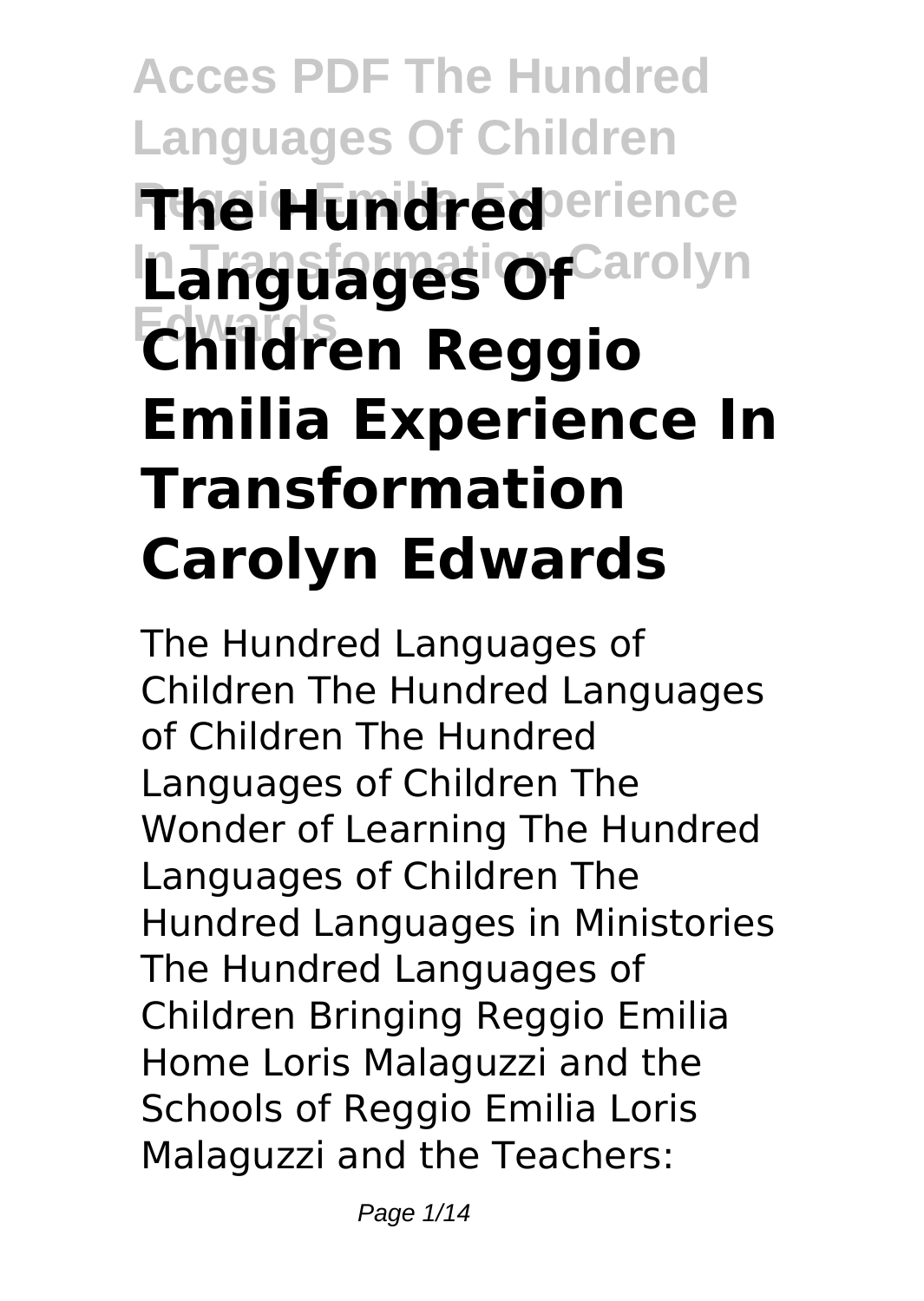# The Hundred Languages Of Children Reggio Emilia Experience In Transformation Carolyn Edwards

The Hundred Languages of Children The Hundred Languages of Children The Hundred Languages of Children The Wonder of Learning The Hundred Languages of Children The Hundred Languages in Ministories The Hundred Languages of Children Bringing Reggio Emilia Home Loris Malaguzzi and the Schools of Reggio Emilia Loris Malaguzzi and the Teachers: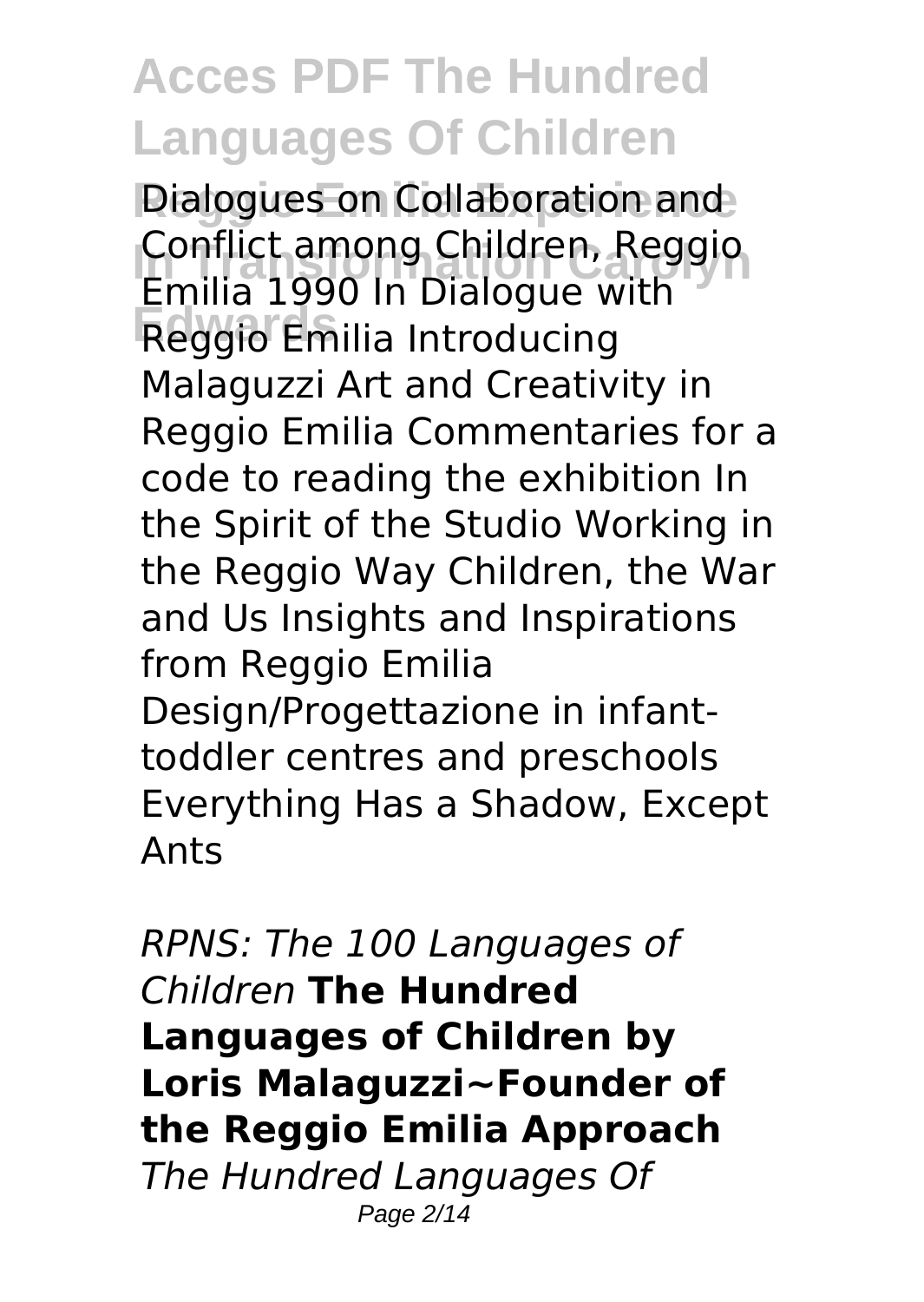Dialogues on Collaboration and Conflict among Children, Reggio Emilia 1990 In Dialogue with Reggio Emilia Introducing Malaguzzi Art and Creativity in Reggio Emilia Commentaries for a code to reading the exhibition In the Spirit of the Studio Working in the Reggio Way Children, the War and Us Insights and Inspirations from Reggio Emilia Design/Progettazione in infant-toddler centres and preschools Everything Has a Shadow, Except Ants

*RPNS: The 100 Languages of Children* **The Hundred Languages of Children by Loris Malaguzzi~Founder of the Reggio Emilia Approach** *The Hundred Languages Of*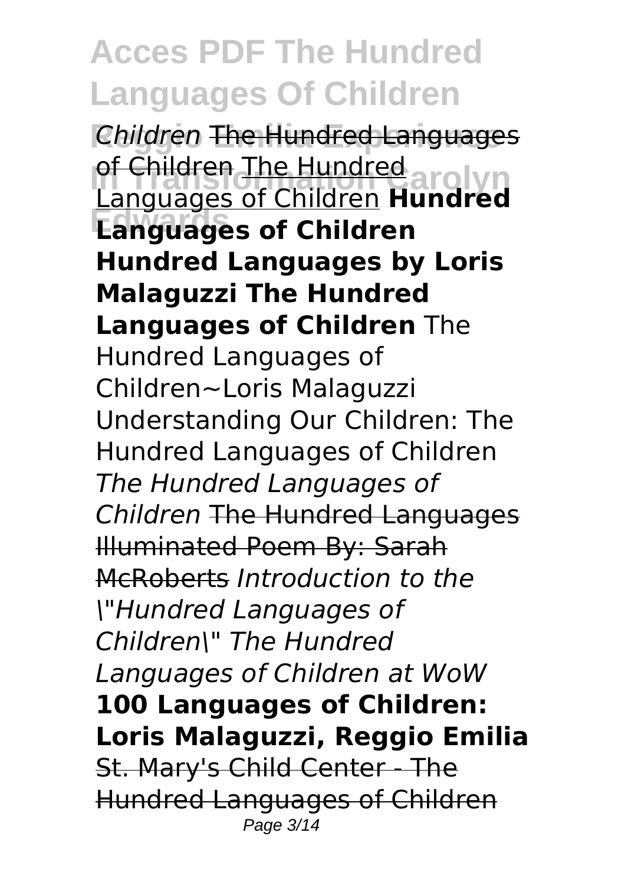*Children* The Hundred Languages of Children The Hundred Languages of Children **Hundred Languages of Children Hundred Languages by Loris Malaguzzi The Hundred Languages of Children** The Hundred Languages of Children~Loris Malaguzzi Understanding Our Children: The Hundred Languages of Children *The Hundred Languages of Children* The Hundred Languages Illuminated Poem By: Sarah McRoberts *Introduction to the "Hundred Languages of Children" The Hundred Languages of Children at WoW* **100 Languages of Children: Loris Malaguzzi, Reggio Emilia** St. Mary's Child Center - The Hundred Languages of Children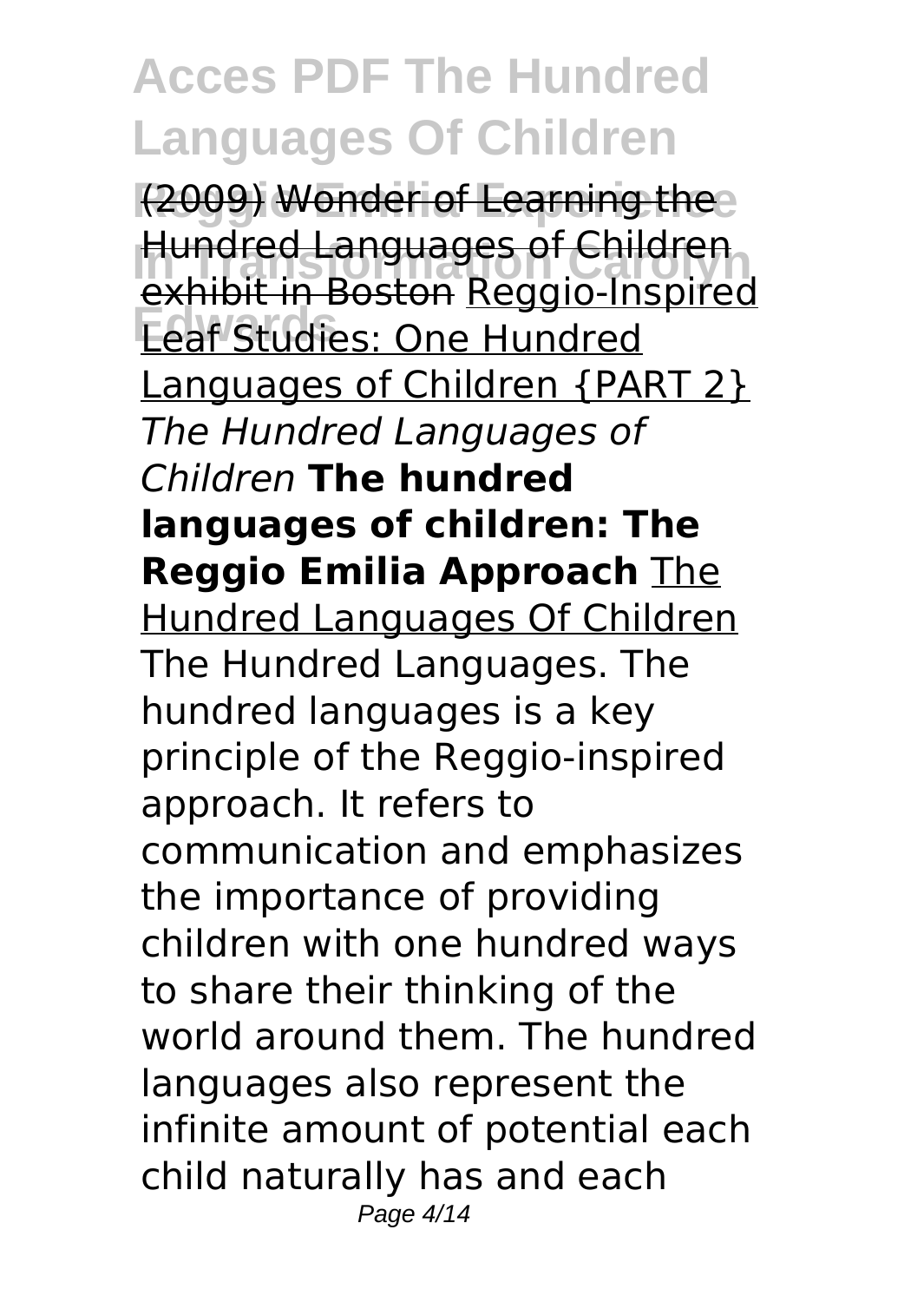(2009) Wonder of Learning the Hundred Languages of Children exhibit in Boston Reggio-Inspired Leaf Studies: One Hundred Languages of Children {PART 2} *The Hundred Languages of Children* **The hundred languages of children: The Reggio Emilia Approach** The Hundred Languages Of Children

The Hundred Languages. The hundred languages is a key principle of the Reggio-inspired approach. It refers to communication and emphasizes the importance of providing children with one hundred ways to share their thinking of the world around them. The hundred languages also represent the infinite amount of potential each child naturally has and each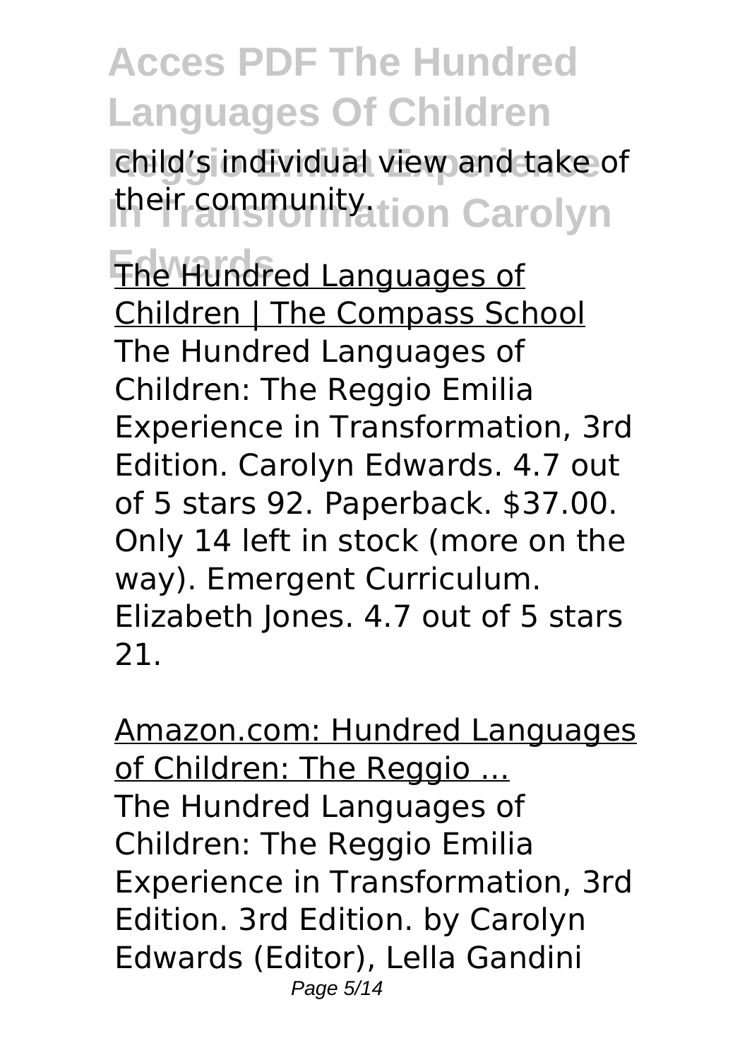child's individual view and take of their community.

The Hundred Languages of Children | The Compass School
The Hundred Languages of Children: The Reggio Emilia Experience in Transformation, 3rd Edition. Carolyn Edwards. 4.7 out of 5 stars 92. Paperback. $37.00. Only 14 left in stock (more on the way). Emergent Curriculum. Elizabeth Jones. 4.7 out of 5 stars 21.

Amazon.com: Hundred Languages of Children: The Reggio ...
The Hundred Languages of Children: The Reggio Emilia Experience in Transformation, 3rd Edition. 3rd Edition. by Carolyn Edwards (Editor), Lella Gandini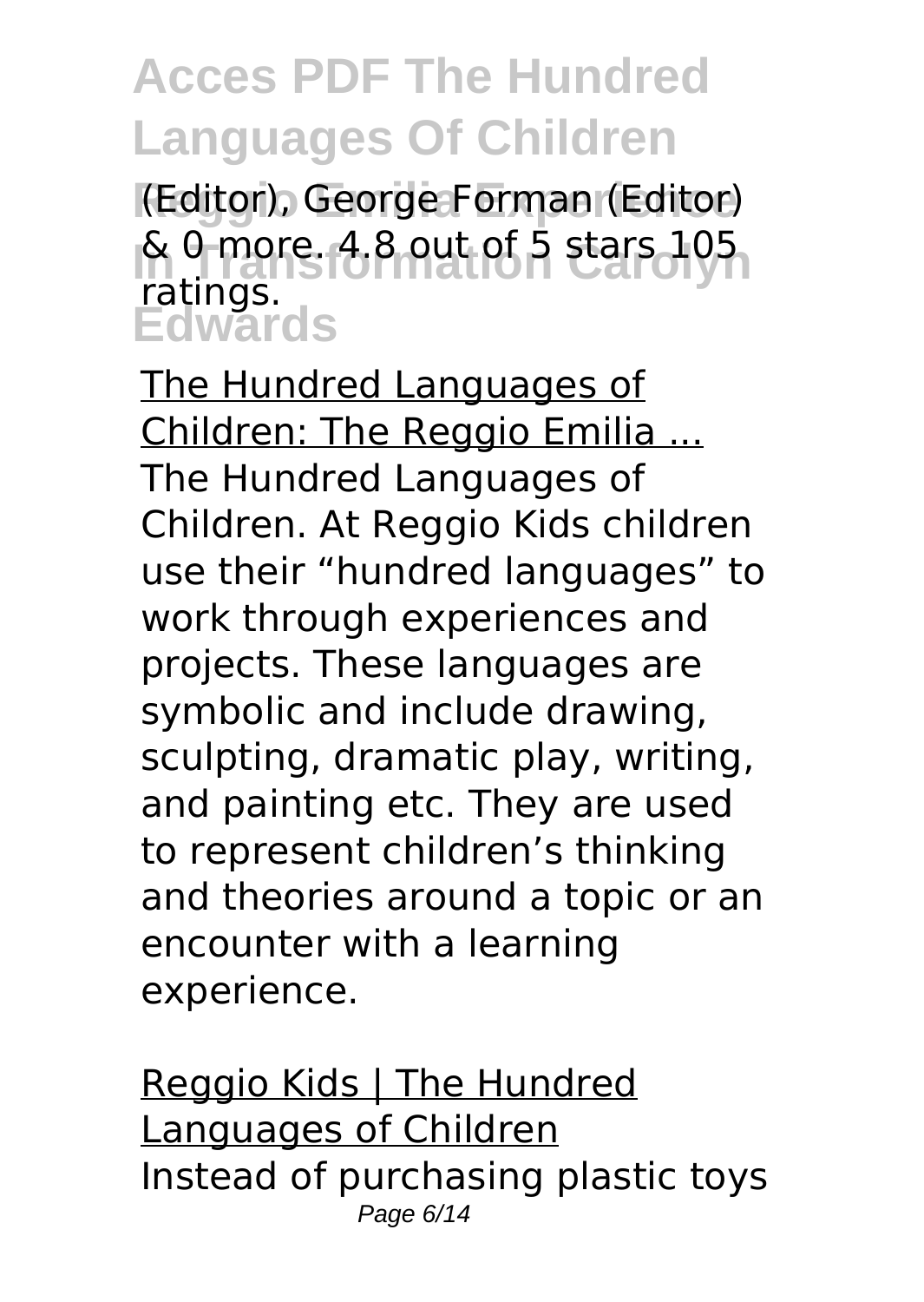(Editor), George Forman (Editor) & 0 more. 4.8 out of 5 stars 105 ratings.

The Hundred Languages of Children: The Reggio Emilia ...

The Hundred Languages of Children. At Reggio Kids children use their "hundred languages" to work through experiences and projects. These languages are symbolic and include drawing, sculpting, dramatic play, writing, and painting etc. They are used to represent children's thinking and theories around a topic or an encounter with a learning experience.

Reggio Kids | The Hundred Languages of Children

Instead of purchasing plastic toys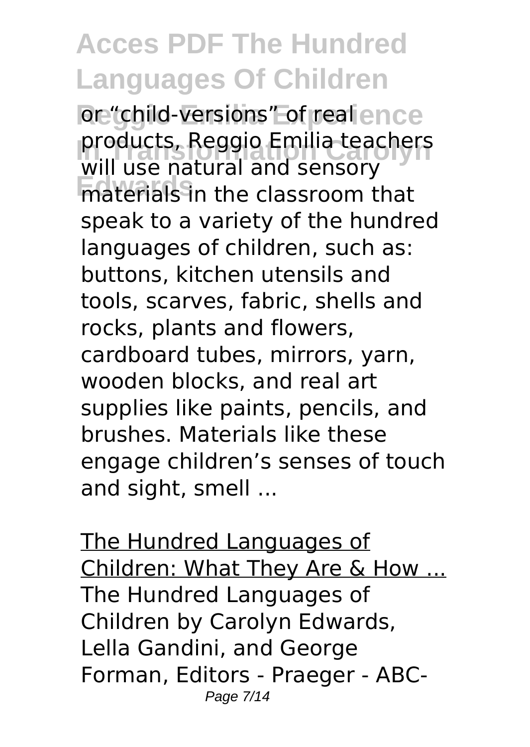or "child-versions" of real products, Reggio Emilia teachers will use natural and sensory materials in the classroom that speak to a variety of the hundred languages of children, such as: buttons, kitchen utensils and tools, scarves, fabric, shells and rocks, plants and flowers, cardboard tubes, mirrors, yarn, wooden blocks, and real art supplies like paints, pencils, and brushes. Materials like these engage children's senses of touch and sight, smell ...

The Hundred Languages of Children: What They Are & How ...

The Hundred Languages of Children by Carolyn Edwards, Lella Gandini, and George Forman, Editors - Praeger - ABC-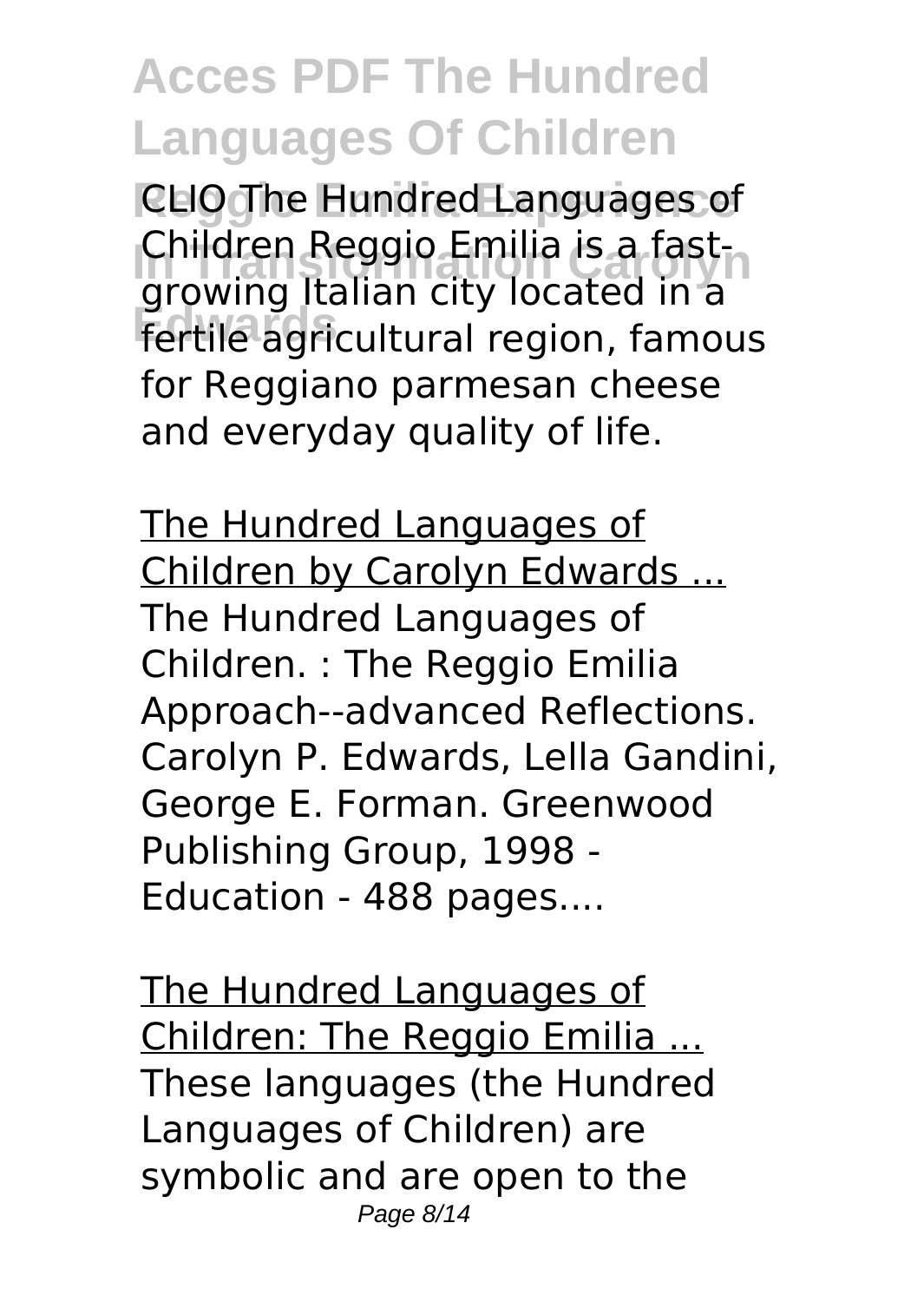CLIO The Hundred Languages of Children Reggio Emilia is a fast-growing Italian city located in a fertile agricultural region, famous for Reggiano parmesan cheese and everyday quality of life.

The Hundred Languages of Children by Carolyn Edwards ...
The Hundred Languages of Children. : The Reggio Emilia Approach--advanced Reflections. Carolyn P. Edwards, Lella Gandini, George E. Forman. Greenwood Publishing Group, 1998 - Education - 488 pages....

The Hundred Languages of Children: The Reggio Emilia ...
These languages (the Hundred Languages of Children) are symbolic and are open to the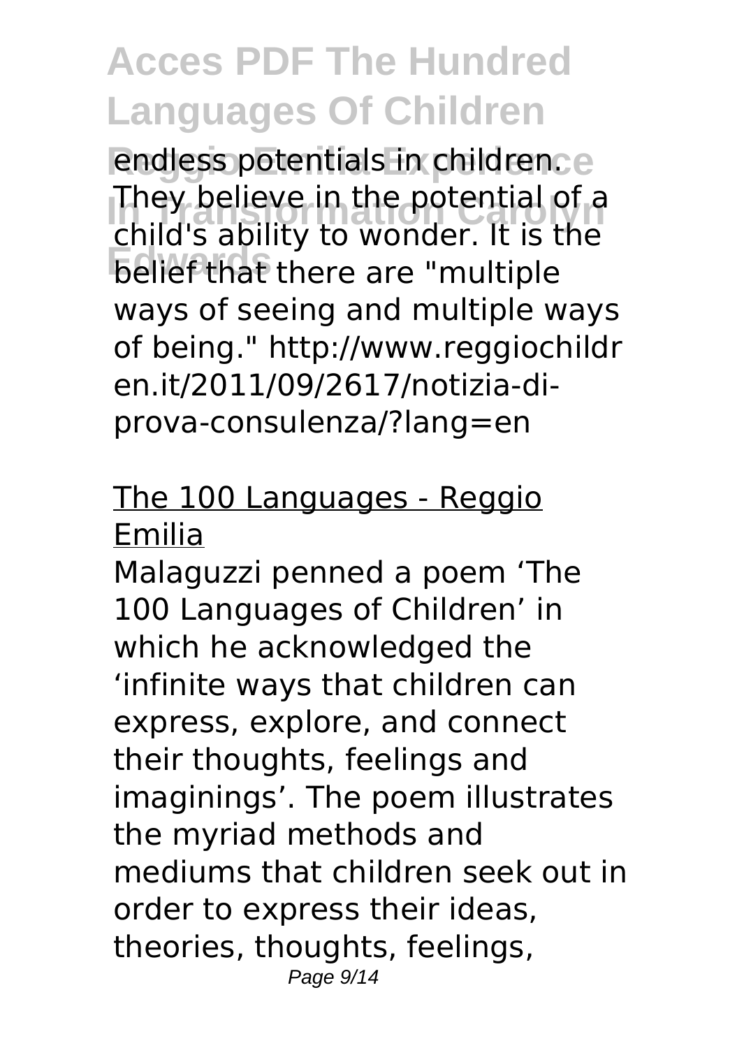endless potentials in children. They believe in the potential of a child's ability to wonder. It is the belief that there are "multiple ways of seeing and multiple ways of being." http://www.reggiochildren.it/2011/09/2617/notizia-di-prova-consulenza/?lang=en

## The 100 Languages - Reggio Emilia

Malaguzzi penned a poem 'The 100 Languages of Children' in which he acknowledged the 'infinite ways that children can express, explore, and connect their thoughts, feelings and imaginings'. The poem illustrates the myriad methods and mediums that children seek out in order to express their ideas, theories, thoughts, feelings,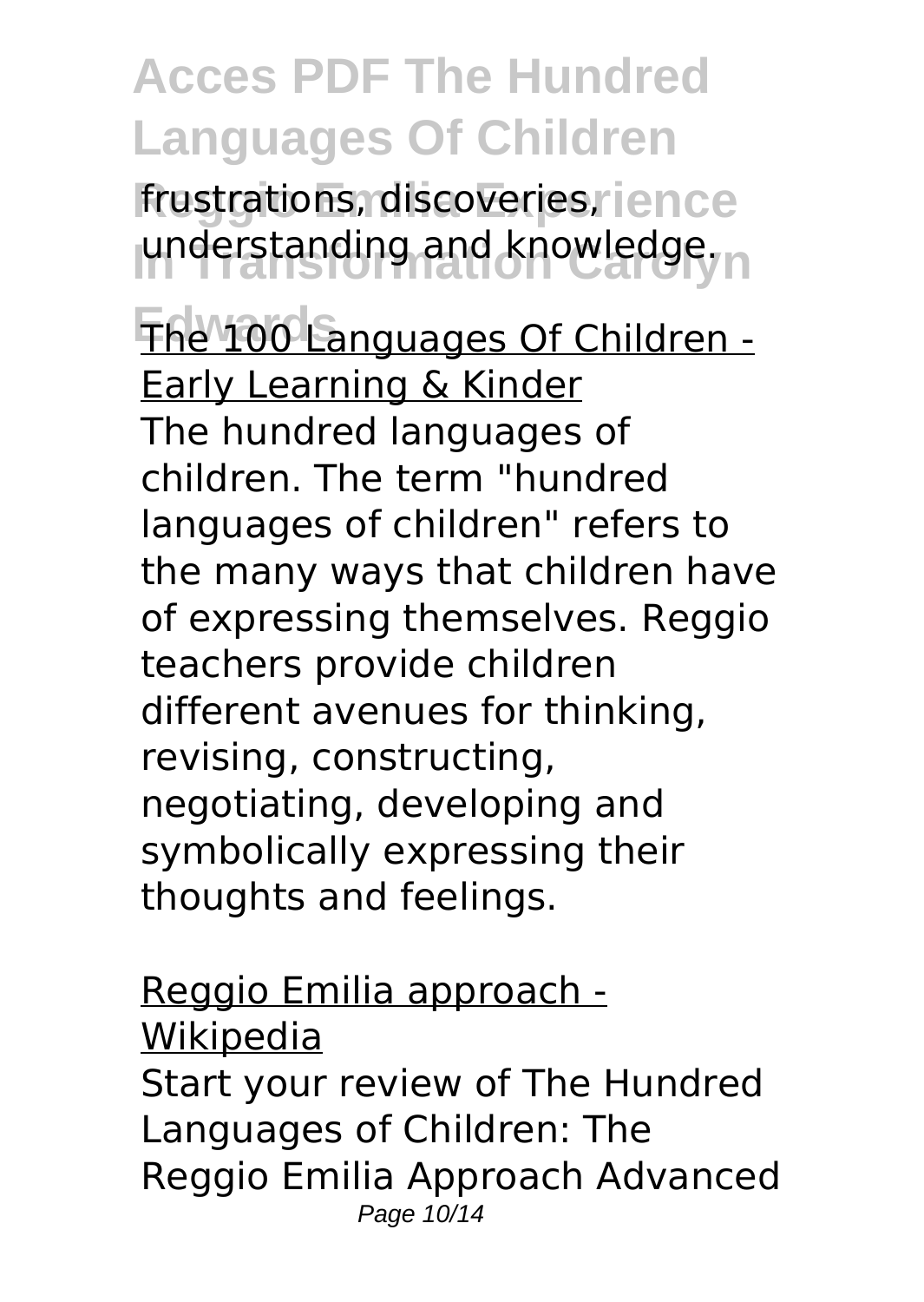frustrations, discoveries, understanding and knowledge.

The 100 Languages Of Children - Early Learning & Kinder

The hundred languages of children. The term "hundred languages of children" refers to the many ways that children have of expressing themselves. Reggio teachers provide children different avenues for thinking, revising, constructing, negotiating, developing and symbolically expressing their thoughts and feelings.

Reggio Emilia approach - Wikipedia

Start your review of The Hundred Languages of Children: The Reggio Emilia Approach Advanced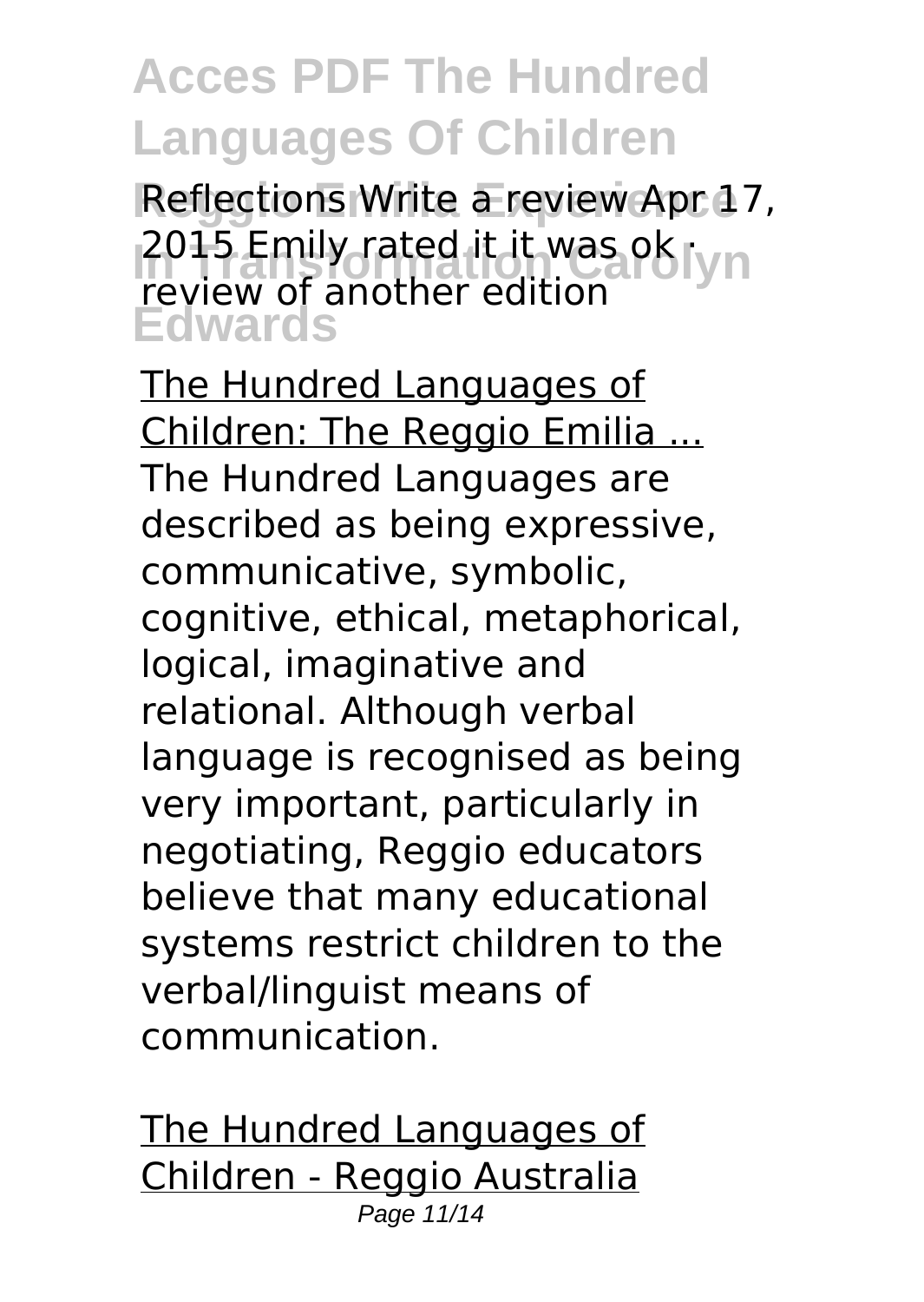Reflections Write a review Apr 17, 2015 Emily rated it it was ok · review of another edition

The Hundred Languages of Children: The Reggio Emilia ...
The Hundred Languages are described as being expressive, communicative, symbolic, cognitive, ethical, metaphorical, logical, imaginative and relational. Although verbal language is recognised as being very important, particularly in negotiating, Reggio educators believe that many educational systems restrict children to the verbal/linguist means of communication.

The Hundred Languages of Children - Reggio Australia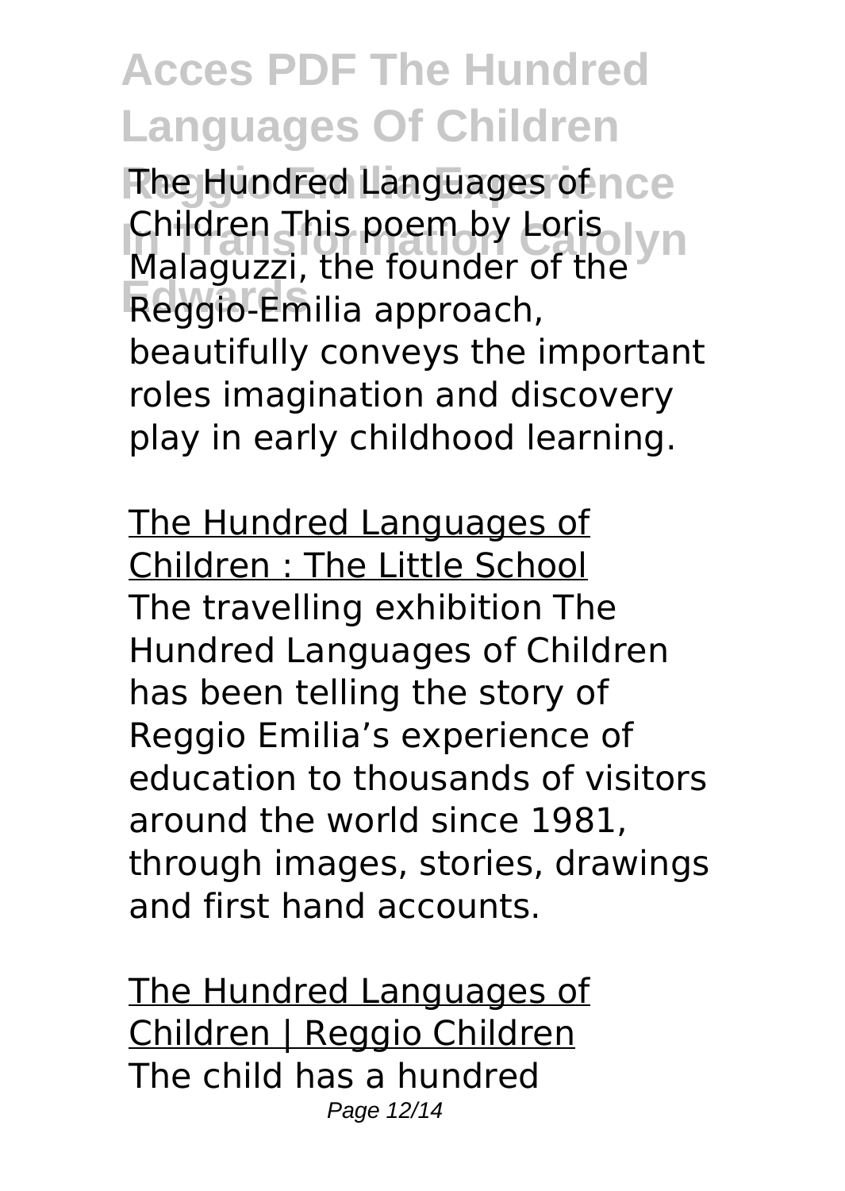The Hundred Languages of Children This poem by Loris Malaguzzi, the founder of the Reggio-Emilia approach, beautifully conveys the important roles imagination and discovery play in early childhood learning.

The Hundred Languages of Children : The Little School

The travelling exhibition The Hundred Languages of Children has been telling the story of Reggio Emilia's experience of education to thousands of visitors around the world since 1981, through images, stories, drawings and first hand accounts.

The Hundred Languages of Children | Reggio Children

The child has a hundred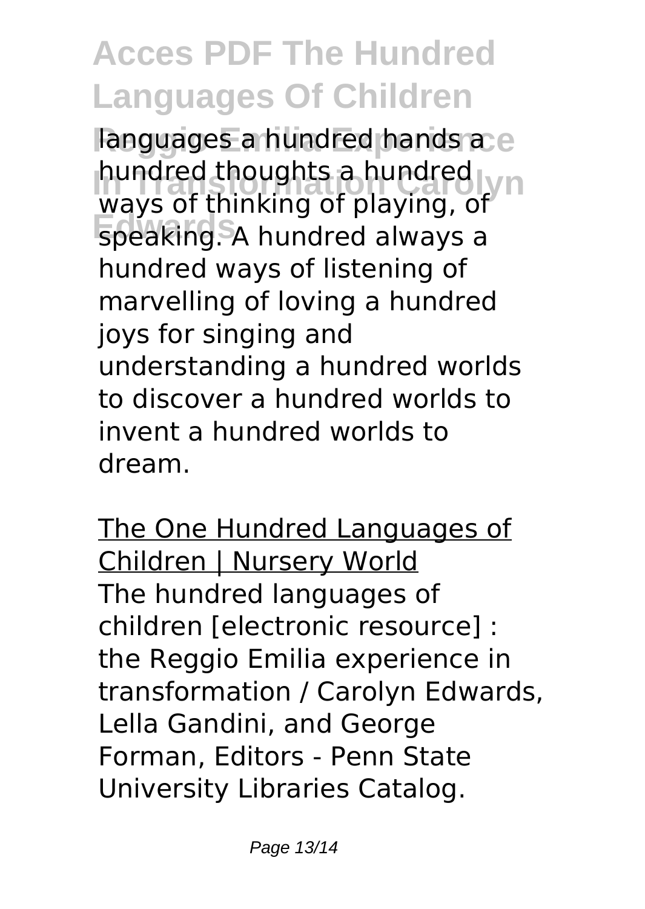languages a hundred hands a hundred thoughts a hundred ways of thinking of playing, of speaking. A hundred always a hundred ways of listening of marvelling of loving a hundred joys for singing and understanding a hundred worlds to discover a hundred worlds to invent a hundred worlds to dream.

The One Hundred Languages of Children | Nursery World

The hundred languages of children [electronic resource] : the Reggio Emilia experience in transformation / Carolyn Edwards, Lella Gandini, and George Forman, Editors - Penn State University Libraries Catalog.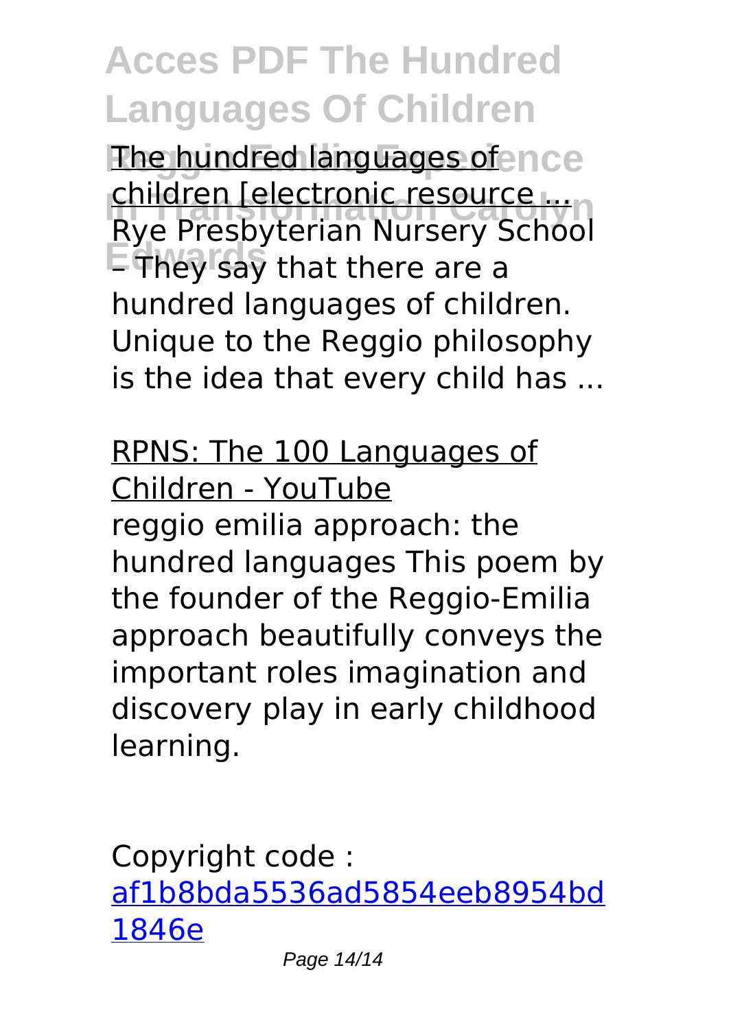The hundred languages of children [electronic resource ...
Rye Presbyterian Nursery School – They say that there are a hundred languages of children. Unique to the Reggio philosophy is the idea that every child has ...

RPNS: The 100 Languages of Children - YouTube
reggio emilia approach: the hundred languages This poem by the founder of the Reggio-Emilia approach beautifully conveys the important roles imagination and discovery play in early childhood learning.

Copyright code : af1b8bda5536ad5854eeb8954bd1846e